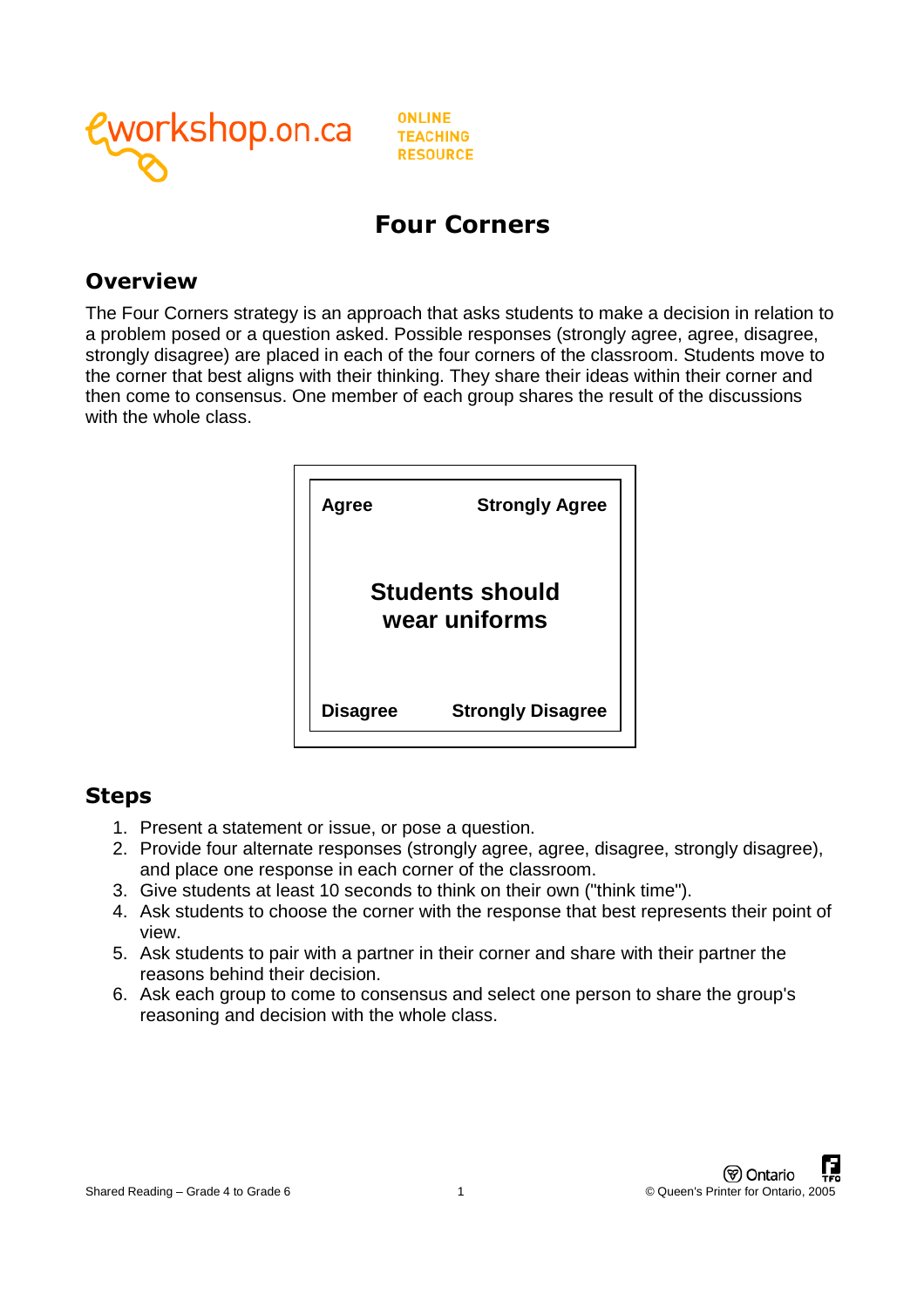eworkshop.on.ca ONLINE TEACHING RESOURCE

# Four Corners

## Overview

The Four Corners strategy is an approach that asks students to make a decision in relation to a problem posed or a question asked. Possible responses (strongly agree, agree, disagree, strongly disagree) are placed in each of the four corners of the classroom. Students move to the corner that best aligns with their thinking. They share their ideas within their corner and then come to consensus. One member of each group shares the result of the discussions with the whole class.

| **Agree** | **Strongly Agree** |
|---|---|
| **Students should wear uniforms** | |
| **Disagree** | **Strongly Disagree** |

## Steps

1. Present a statement or issue, or pose a question.
2. Provide four alternate responses (strongly agree, agree, disagree, strongly disagree), and place one response in each corner of the classroom.
3. Give students at least 10 seconds to think on their own ("think time").
4. Ask students to choose the corner with the response that best represents their point of view.
5. Ask students to pair with a partner in their corner and share with their partner the reasons behind their decision.
6. Ask each group to come to consensus and select one person to share the group's reasoning and decision with the whole class.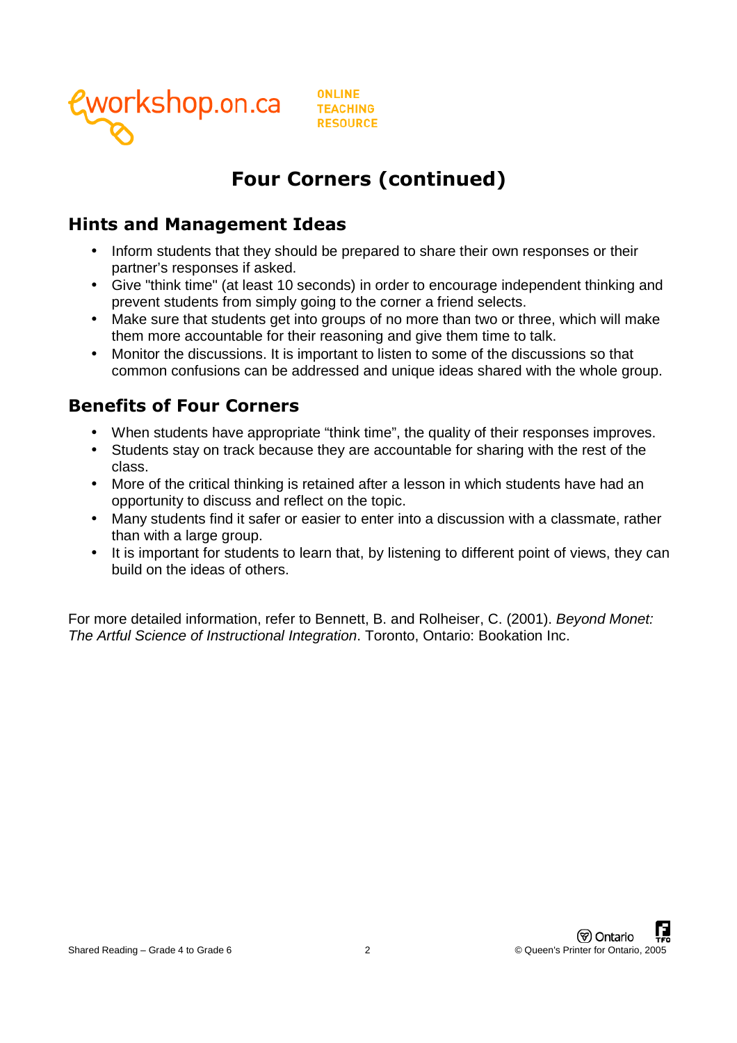# Four Corners (continued)

## Hints and Management Ideas

- Inform students that they should be prepared to share their own responses or their partner's responses if asked.
- Give "think time" (at least 10 seconds) in order to encourage independent thinking and prevent students from simply going to the corner a friend selects.
- Make sure that students get into groups of no more than two or three, which will make them more accountable for their reasoning and give them time to talk.
- Monitor the discussions. It is important to listen to some of the discussions so that common confusions can be addressed and unique ideas shared with the whole group.

## Benefits of Four Corners

- When students have appropriate "think time", the quality of their responses improves.
- Students stay on track because they are accountable for sharing with the rest of the class.
- More of the critical thinking is retained after a lesson in which students have had an opportunity to discuss and reflect on the topic.
- Many students find it safer or easier to enter into a discussion with a classmate, rather than with a large group.
- It is important for students to learn that, by listening to different point of views, they can build on the ideas of others.

For more detailed information, refer to Bennett, B. and Rolheiser, C. (2001). *Beyond Monet: The Artful Science of Instructional Integration*. Toronto, Ontario: Bookation Inc.